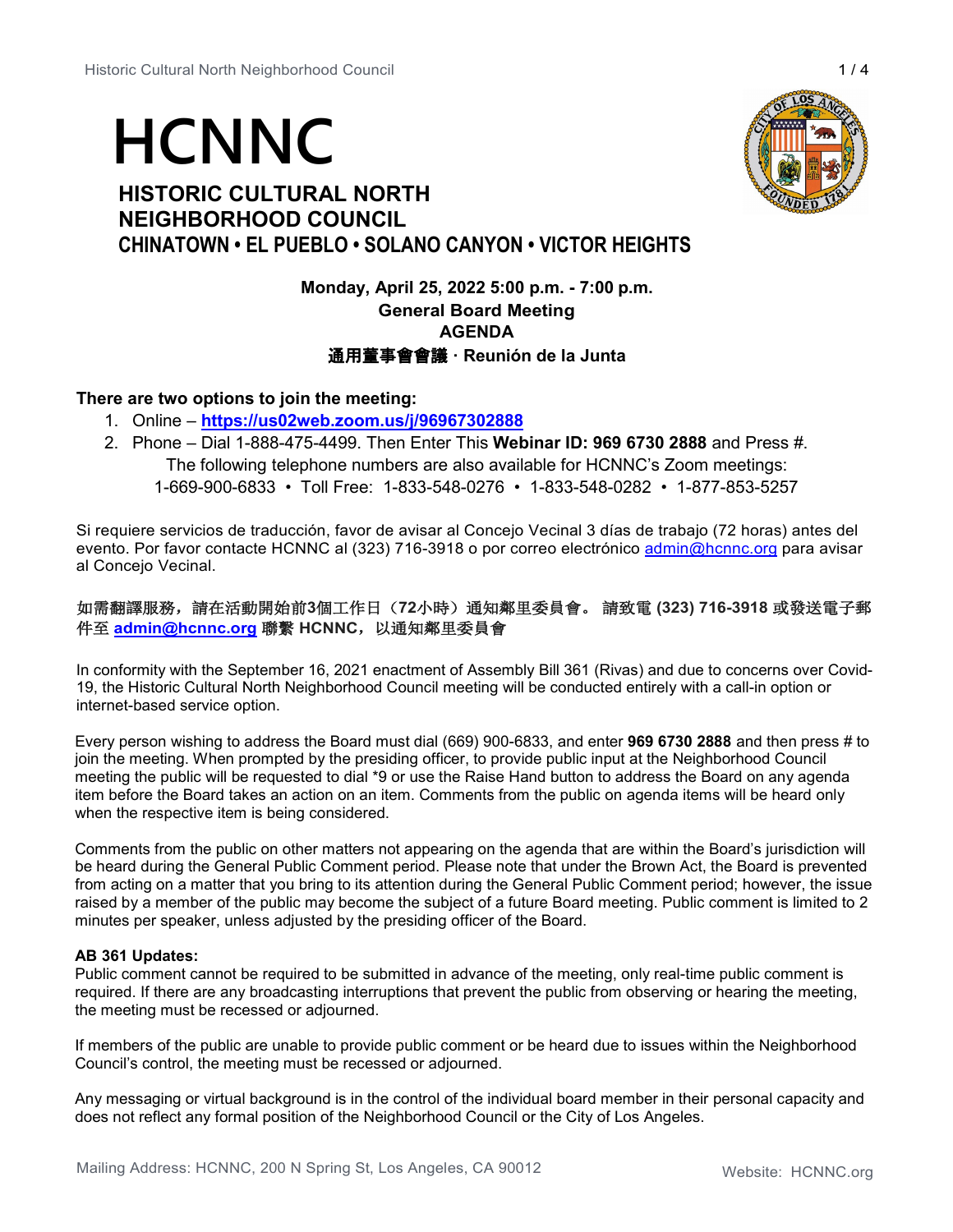# HCNNC

## HISTORIC CULTURAL NORTH NEIGHBORHOOD COUNCIL

### CHINATOWN • EL PUEBLO • SOLANO CANYON • VICTOR HEIGHTS

**Monday, April 25, 2022 5:00 p.m. - 7:00 p.m.**
**General Board Meeting**
**AGENDA**
**通用董事會會議 · Reunión de la Junta**

**There are two options to join the meeting:**

1. Online – **https://us02web.zoom.us/j/96967302888**
2. Phone – Dial 1-888-475-4499. Then Enter This **Webinar ID: 969 6730 2888** and Press #.
   The following telephone numbers are also available for HCNNC's Zoom meetings:
   1-669-900-6833 • Toll Free: 1-833-548-0276 • 1-833-548-0282 • 1-877-853-5257

Si requiere servicios de traducción, favor de avisar al Concejo Vecinal 3 días de trabajo (72 horas) antes del evento. Por favor contacte HCNNC al (323) 716-3918 o por correo electrónico admin@hcnnc.org para avisar al Concejo Vecinal.

**如需翻譯服務，請在活動開始前3個工作日（72小時）通知鄰里委員會。 請致電 (323) 716-3918 或發送電子郵件至 admin@hcnnc.org 聯繫 HCNNC，以通知鄰里委員會**

In conformity with the September 16, 2021 enactment of Assembly Bill 361 (Rivas) and due to concerns over Covid-19, the Historic Cultural North Neighborhood Council meeting will be conducted entirely with a call-in option or internet-based service option.

Every person wishing to address the Board must dial (669) 900-6833, and enter **969 6730 2888** and then press # to join the meeting. When prompted by the presiding officer, to provide public input at the Neighborhood Council meeting the public will be requested to dial *9 or use the Raise Hand button to address the Board on any agenda item before the Board takes an action on an item. Comments from the public on agenda items will be heard only when the respective item is being considered.

Comments from the public on other matters not appearing on the agenda that are within the Board's jurisdiction will be heard during the General Public Comment period. Please note that under the Brown Act, the Board is prevented from acting on a matter that you bring to its attention during the General Public Comment period; however, the issue raised by a member of the public may become the subject of a future Board meeting. Public comment is limited to 2 minutes per speaker, unless adjusted by the presiding officer of the Board.

**AB 361 Updates:**
Public comment cannot be required to be submitted in advance of the meeting, only real-time public comment is required. If there are any broadcasting interruptions that prevent the public from observing or hearing the meeting, the meeting must be recessed or adjourned.

If members of the public are unable to provide public comment or be heard due to issues within the Neighborhood Council's control, the meeting must be recessed or adjourned.

Any messaging or virtual background is in the control of the individual board member in their personal capacity and does not reflect any formal position of the Neighborhood Council or the City of Los Angeles.

Mailing Address: HCNNC, 200 N Spring St, Los Angeles, CA 90012

Website: HCNNC.org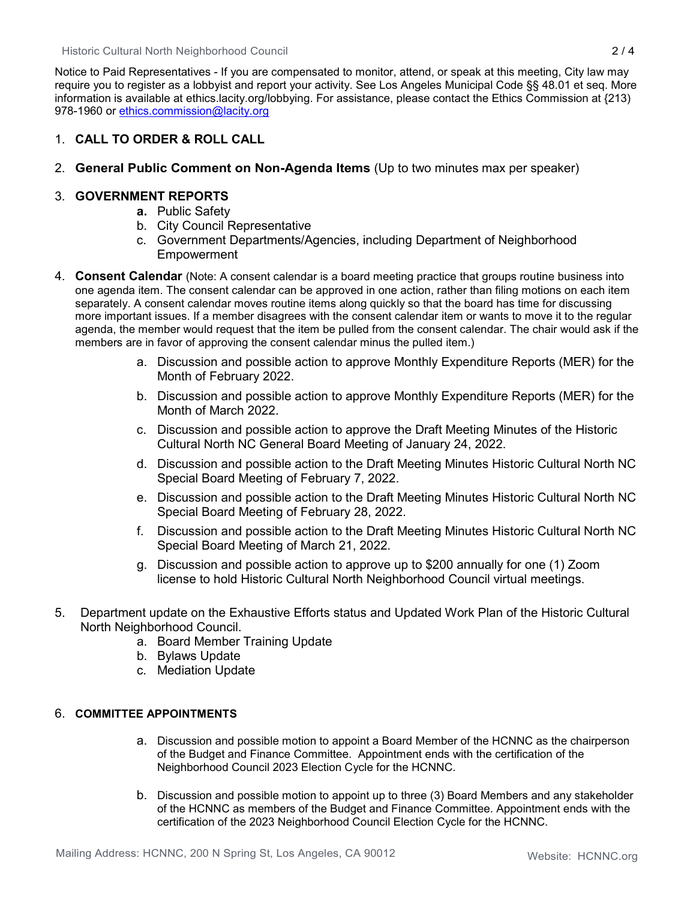Notice to Paid Representatives - If you are compensated to monitor, attend, or speak at this meeting, City law may require you to register as a lobbyist and report your activity. See Los Angeles Municipal Code §§ 48.01 et seq. More information is available at ethics.lacity.org/lobbying. For assistance, please contact the Ethics Commission at {213) 978-1960 or ethics.commission@lacity.org

1. **CALL TO ORDER & ROLL CALL**

2. **General Public Comment on Non-Agenda Items** (Up to two minutes max per speaker)

3. **GOVERNMENT REPORTS**
   - **a.** Public Safety
   - b. City Council Representative
   - c. Government Departments/Agencies, including Department of Neighborhood Empowerment

4. **Consent Calendar** (Note: A consent calendar is a board meeting practice that groups routine business into one agenda item. The consent calendar can be approved in one action, rather than filing motions on each item separately. A consent calendar moves routine items along quickly so that the board has time for discussing more important issues. If a member disagrees with the consent calendar item or wants to move it to the regular agenda, the member would request that the item be pulled from the consent calendar. The chair would ask if the members are in favor of approving the consent calendar minus the pulled item.)
   - a. Discussion and possible action to approve Monthly Expenditure Reports (MER) for the Month of February 2022.
   - b. Discussion and possible action to approve Monthly Expenditure Reports (MER) for the Month of March 2022.
   - c. Discussion and possible action to approve the Draft Meeting Minutes of the Historic Cultural North NC General Board Meeting of January 24, 2022.
   - d. Discussion and possible action to the Draft Meeting Minutes Historic Cultural North NC Special Board Meeting of February 7, 2022.
   - e. Discussion and possible action to the Draft Meeting Minutes Historic Cultural North NC Special Board Meeting of February 28, 2022.
   - f. Discussion and possible action to the Draft Meeting Minutes Historic Cultural North NC Special Board Meeting of March 21, 2022.
   - g. Discussion and possible action to approve up to $200 annually for one (1) Zoom license to hold Historic Cultural North Neighborhood Council virtual meetings.

5. Department update on the Exhaustive Efforts status and Updated Work Plan of the Historic Cultural North Neighborhood Council.
   - a. Board Member Training Update
   - b. Bylaws Update
   - c. Mediation Update

6. **COMMITTEE APPOINTMENTS**
   - a. Discussion and possible motion to appoint a Board Member of the HCNNC as the chairperson of the Budget and Finance Committee. Appointment ends with the certification of the Neighborhood Council 2023 Election Cycle for the HCNNC.
   - b. Discussion and possible motion to appoint up to three (3) Board Members and any stakeholder of the HCNNC as members of the Budget and Finance Committee. Appointment ends with the certification of the 2023 Neighborhood Council Election Cycle for the HCNNC.

Mailing Address: HCNNC, 200 N Spring St, Los Angeles, CA 90012

Website: HCNNC.org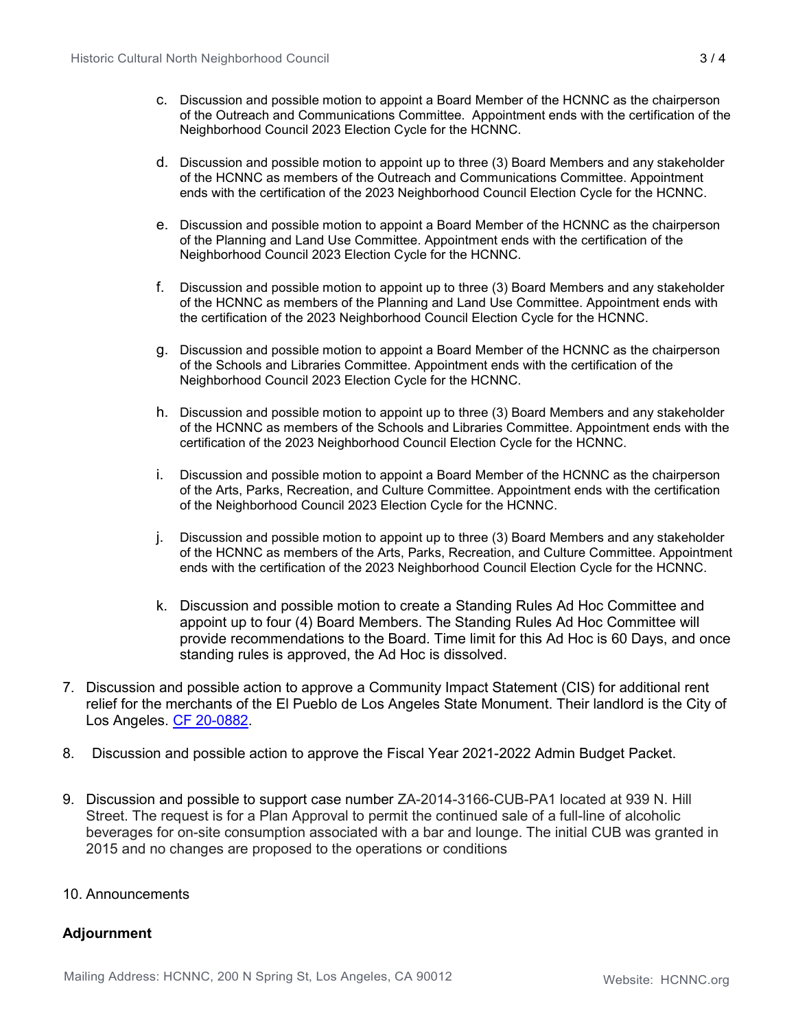c. Discussion and possible motion to appoint a Board Member of the HCNNC as the chairperson of the Outreach and Communications Committee. Appointment ends with the certification of the Neighborhood Council 2023 Election Cycle for the HCNNC.

   d. Discussion and possible motion to appoint up to three (3) Board Members and any stakeholder of the HCNNC as members of the Outreach and Communications Committee. Appointment ends with the certification of the 2023 Neighborhood Council Election Cycle for the HCNNC.

   e. Discussion and possible motion to appoint a Board Member of the HCNNC as the chairperson of the Planning and Land Use Committee. Appointment ends with the certification of the Neighborhood Council 2023 Election Cycle for the HCNNC.

   f. Discussion and possible motion to appoint up to three (3) Board Members and any stakeholder of the HCNNC as members of the Planning and Land Use Committee. Appointment ends with the certification of the 2023 Neighborhood Council Election Cycle for the HCNNC.

   g. Discussion and possible motion to appoint a Board Member of the HCNNC as the chairperson of the Schools and Libraries Committee. Appointment ends with the certification of the Neighborhood Council 2023 Election Cycle for the HCNNC.

   h. Discussion and possible motion to appoint up to three (3) Board Members and any stakeholder of the HCNNC as members of the Schools and Libraries Committee. Appointment ends with the certification of the 2023 Neighborhood Council Election Cycle for the HCNNC.

   i. Discussion and possible motion to appoint a Board Member of the HCNNC as the chairperson of the Arts, Parks, Recreation, and Culture Committee. Appointment ends with the certification of the Neighborhood Council 2023 Election Cycle for the HCNNC.

   j. Discussion and possible motion to appoint up to three (3) Board Members and any stakeholder of the HCNNC as members of the Arts, Parks, Recreation, and Culture Committee. Appointment ends with the certification of the 2023 Neighborhood Council Election Cycle for the HCNNC.

   k. Discussion and possible motion to create a Standing Rules Ad Hoc Committee and appoint up to four (4) Board Members. The Standing Rules Ad Hoc Committee will provide recommendations to the Board. Time limit for this Ad Hoc is 60 Days, and once standing rules is approved, the Ad Hoc is dissolved.

7. Discussion and possible action to approve a Community Impact Statement (CIS) for additional rent relief for the merchants of the El Pueblo de Los Angeles State Monument. Their landlord is the City of Los Angeles. CF 20-0882.

8. Discussion and possible action to approve the Fiscal Year 2021-2022 Admin Budget Packet.

9. Discussion and possible to support case number ZA-2014-3166-CUB-PA1 located at 939 N. Hill Street. The request is for a Plan Approval to permit the continued sale of a full-line of alcoholic beverages for on-site consumption associated with a bar and lounge. The initial CUB was granted in 2015 and no changes are proposed to the operations or conditions

10. Announcements

**Adjournment**

Mailing Address: HCNNC, 200 N Spring St, Los Angeles, CA 90012

Website: HCNNC.org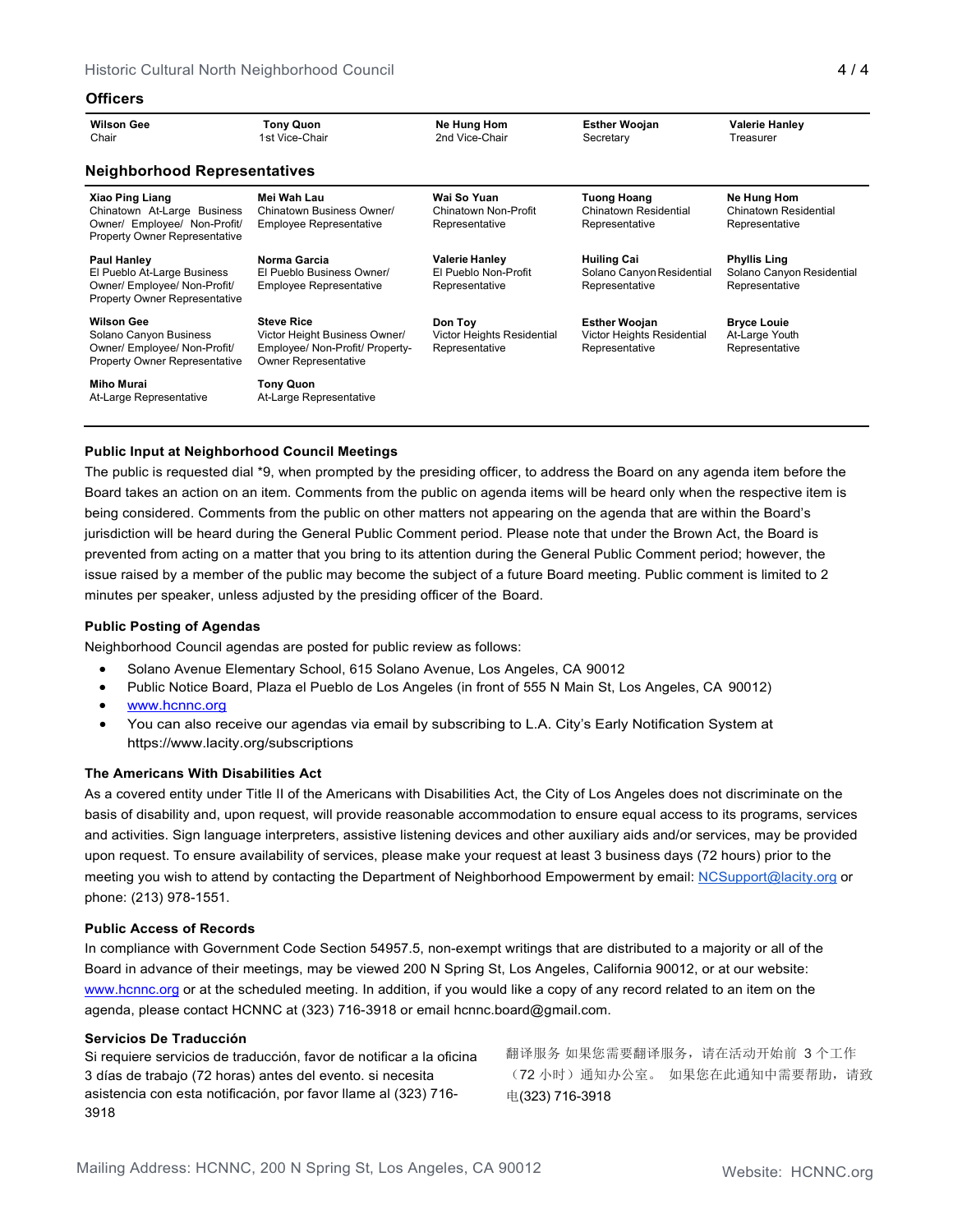## Officers

| Wilson Gee | Tony Quon | Ne Hung Hom | Esther Woojan | Valerie Hanley |
|---|---|---|---|---|
| Chair | 1st Vice-Chair | 2nd Vice-Chair | Secretary | Treasurer |

## Neighborhood Representatives

| | | | | |
|---|---|---|---|---|
| **Xiao Ping Liang**<br>Chinatown At-Large Business Owner/ Employee/ Non-Profit/ Property Owner Representative | **Mei Wah Lau**<br>Chinatown Business Owner/ Employee Representative | **Wai So Yuan**<br>Chinatown Non-Profit Representative | **Tuong Hoang**<br>Chinatown Residential Representative | **Ne Hung Hom**<br>Chinatown Residential Representative |
| **Paul Hanley**<br>El Pueblo At-Large Business Owner/ Employee/ Non-Profit/ Property Owner Representative | **Norma Garcia**<br>El Pueblo Business Owner/ Employee Representative | **Valerie Hanley**<br>El Pueblo Non-Profit Representative | **Huiling Cai**<br>Solano Canyon Residential Representative | **Phyllis Ling**<br>Solano Canyon Residential Representative |
| **Wilson Gee**<br>Solano Canyon Business Owner/ Employee/ Non-Profit/ Property Owner Representative | **Steve Rice**<br>Victor Height Business Owner/ Employee/ Non-Profit/ Property-Owner Representative | **Don Toy**<br>Victor Heights Residential Representative | **Esther Woojan**<br>Victor Heights Residential Representative | **Bryce Louie**<br>At-Large Youth Representative |
| **Miho Murai**<br>At-Large Representative | **Tony Quon**<br>At-Large Representative | | | |

### Public Input at Neighborhood Council Meetings

The public is requested dial *9, when prompted by the presiding officer, to address the Board on any agenda item before the Board takes an action on an item. Comments from the public on agenda items will be heard only when the respective item is being considered. Comments from the public on other matters not appearing on the agenda that are within the Board's jurisdiction will be heard during the General Public Comment period. Please note that under the Brown Act, the Board is prevented from acting on a matter that you bring to its attention during the General Public Comment period; however, the issue raised by a member of the public may become the subject of a future Board meeting. Public comment is limited to 2 minutes per speaker, unless adjusted by the presiding officer of the Board.

### Public Posting of Agendas

Neighborhood Council agendas are posted for public review as follows:

- Solano Avenue Elementary School, 615 Solano Avenue, Los Angeles, CA 90012
- Public Notice Board, Plaza el Pueblo de Los Angeles (in front of 555 N Main St, Los Angeles, CA 90012)
- www.hcnnc.org
- You can also receive our agendas via email by subscribing to L.A. City's Early Notification System at https://www.lacity.org/subscriptions

### The Americans With Disabilities Act

As a covered entity under Title II of the Americans with Disabilities Act, the City of Los Angeles does not discriminate on the basis of disability and, upon request, will provide reasonable accommodation to ensure equal access to its programs, services and activities. Sign language interpreters, assistive listening devices and other auxiliary aids and/or services, may be provided upon request. To ensure availability of services, please make your request at least 3 business days (72 hours) prior to the meeting you wish to attend by contacting the Department of Neighborhood Empowerment by email: NCSupport@lacity.org or phone: (213) 978-1551.

### Public Access of Records

In compliance with Government Code Section 54957.5, non-exempt writings that are distributed to a majority or all of the Board in advance of their meetings, may be viewed 200 N Spring St, Los Angeles, California 90012, or at our website: www.hcnnc.org or at the scheduled meeting. In addition, if you would like a copy of any record related to an item on the agenda, please contact HCNNC at (323) 716-3918 or email hcnnc.board@gmail.com.

### Servicios De Traducción

Si requiere servicios de traducción, favor de notificar a la oficina 3 días de trabajo (72 horas) antes del evento. si necesita asistencia con esta notificación, por favor llame al (323) 716-3918

翻译服务 如果您需要翻译服务，请在活动开始前 3 个工作（72 小时）通知办公室。 如果您在此通知中需要帮助，请致电(323) 716-3918

Mailing Address: HCNNC, 200 N Spring St, Los Angeles, CA 90012

Website: HCNNC.org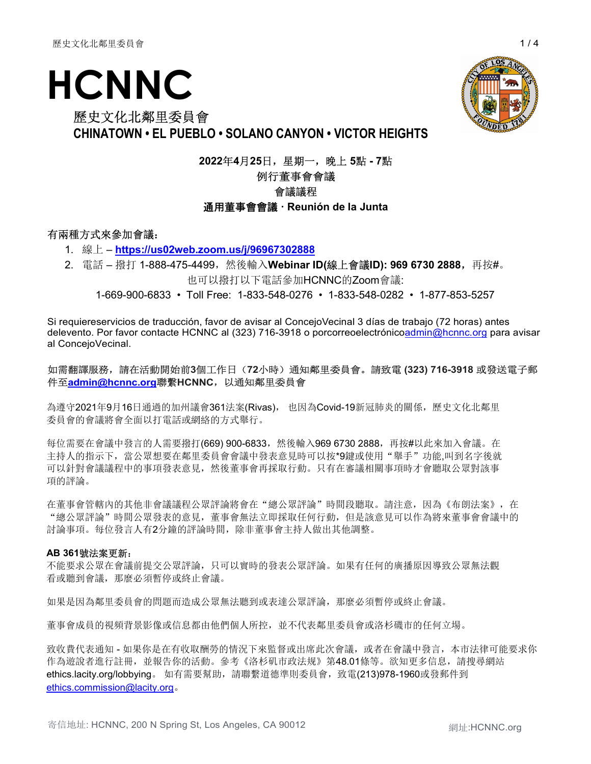# HCNNC

## 歷史文化北鄰里委員會
**CHINATOWN • EL PUEBLO • SOLANO CANYON • VICTOR HEIGHTS**

**2022年4月25日，星期一，晚上 5點 - 7點**

例行董事會會議

會議議程

**通用董事會會議 · Reunión de la Junta**

有兩種方式來參加會議：

1. 線上 – **https://us02web.zoom.us/j/96967302888**
2. 電話 – 撥打 1-888-475-4499，然後輸入**Webinar ID(線上會議ID): 969 6730 2888，**再按#。

也可以撥打以下電話參加HCNNC的Zoom會議:

1-669-900-6833 • Toll Free: 1-833-548-0276 • 1-833-548-0282 • 1-877-853-5257

Si requiereservicios de traducción, favor de avisar al ConcejoVecinal 3 días de trabajo (72 horas) antes delevento. Por favor contacte HCNNC al (323) 716-3918 o porcorreoelectrónicoadmin@hcnnc.org para avisar al ConcejoVecinal.

**如需翻譯服務，請在活動開始前3個工作日（72小時）通知鄰里委員會。請致電 (323) 716-3918 或發送電子郵件至admin@hcnnc.org聯繫HCNNC，以通知鄰里委員會**

為遵守2021年9月16日通過的加州議會361法案(Rivas)， 也因為Covid-19新冠肺炎的關係，歷史文化北鄰里委員會的會議將會全面以打電話或網絡的方式舉行。

每位需要在會議中發言的人需要撥打(669) 900-6833，然後輸入969 6730 2888，再按#以此來加入會議。在主持人的指示下，當公眾想要在鄰里委員會會議中發表意見時可以按*9鍵或使用"舉手"功能,叫到名字後就可以針對會議議程中的事項發表意見，然後董事會再採取行動。只有在審議相關事項時才會聽取公眾對該事項的評論。

在董事會管轄內的其他非會議議程公眾評論將會在"總公眾評論"時間段聽取。請注意，因為《布朗法案》，在"總公眾評論"時間公眾發表的意見，董事會無法立即採取任何行動，但是該意見可以作為將來董事會會議中的討論事項。每位發言人有2分鐘的評論時間，除非董事會主持人做出其他調整。

**AB 361號法案更新：**

不能要求公眾在會議前提交公眾評論，只可以實時的發表公眾評論。如果有任何的廣播原因導致公眾無法觀看或聽到會議，那麼必須暫停或終止會議。

如果是因為鄰里委員會的問題而造成公眾無法聽到或表達公眾評論，那麼必須暫停或終止會議。

董事會成員的視頻背景影像或信息都由他們個人所控，並不代表鄰里委員會或洛杉磯市的任何立場。

致收費代表通知 - 如果你是在有收取酬勞的情況下來監督或出席此次會議，或者在會議中發言，本市法律可能要求你作為遊說者進行註冊，並報告你的活動。參考《洛杉矶市政法规》第48.01條等。欲知更多信息，請搜尋網站ethics.lacity.org/lobbying。 如有需要幫助，請聯繫道德準則委員會，致電(213)978-1960或發郵件到ethics.commission@lacity.org。

寄信地址: HCNNC, 200 N Spring St, Los Angeles, CA 90012　　網址:HCNNC.org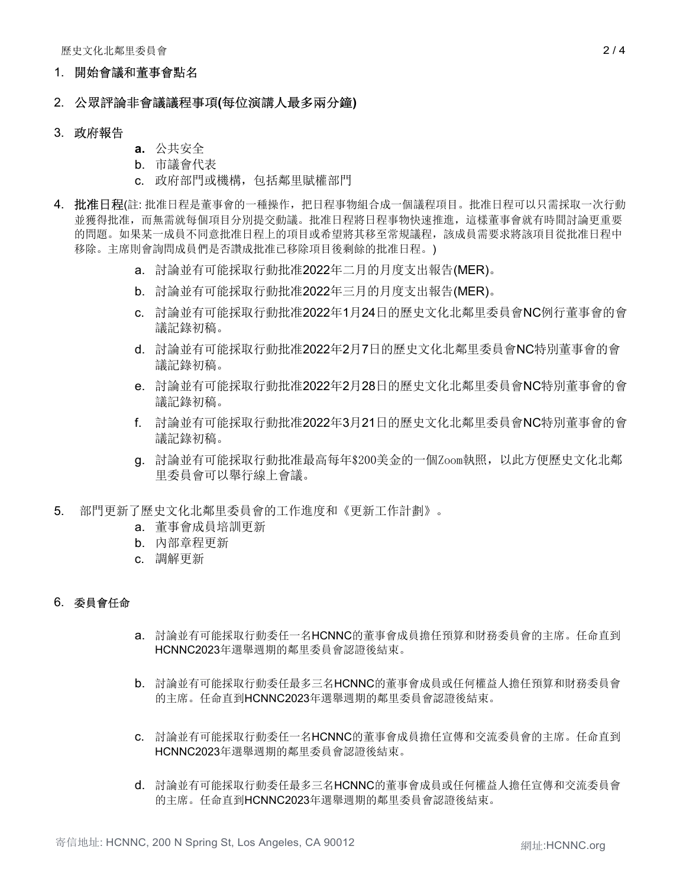1. **開始會議和董事會點名**

2. **公眾評論非會議議程事項(每位演講人最多兩分鐘)**

3. 政府報告
    - **a.** 公共安全
    - b. 市議會代表
    - c. 政府部門或機構，包括鄰里賦權部門

4. **批准日程**(註: 批准日程是董事會的一種操作，把日程事物組合成一個議程項目。批准日程可以只需採取一次行動並獲得批准，而無需就每個項目分別提交動議。批准日程將日程事物快速推進，這樣董事會就有時間討論更重要的問題。如果某一成員不同意批准日程上的項目或希望將其移至常規議程，該成員需要求將該項目從批准日程中移除。主席則會詢問成員們是否讚成批准已移除項目後剩餘的批准日程。)
    - a. 討論並有可能採取行動批准2022年二月的月度支出報告(MER)。
    - b. 討論並有可能採取行動批准2022年三月的月度支出報告(MER)。
    - c. 討論並有可能採取行動批准2022年1月24日的歷史文化北鄰里委員會NC例行董事會的會議記錄初稿。
    - d. 討論並有可能採取行動批准2022年2月7日的歷史文化北鄰里委員會NC特別董事會的會議記錄初稿。
    - e. 討論並有可能採取行動批准2022年2月28日的歷史文化北鄰里委員會NC特別董事會的會議記錄初稿。
    - f. 討論並有可能採取行動批准2022年3月21日的歷史文化北鄰里委員會NC特別董事會的會議記錄初稿。
    - g. 討論並有可能採取行動批准最高每年$200美金的一個Zoom執照，以此方便歷史文化北鄰里委員會可以舉行線上會議。

5. 部門更新了歷史文化北鄰里委員會的工作進度和《更新工作計劃》。
    - a. 董事會成員培訓更新
    - b. 內部章程更新
    - c. 調解更新

6. **委員會任命**
    - a. 討論並有可能採取行動委任一名HCNNC的董事會成員擔任預算和財務委員會的主席。任命直到HCNNC2023年選舉週期的鄰里委員會認證後結束。
    - b. 討論並有可能採取行動委任最多三名HCNNC的董事會成員或任何權益人擔任預算和財務委員會的主席。任命直到HCNNC2023年選舉週期的鄰里委員會認證後結束。
    - c. 討論並有可能採取行動委任一名HCNNC的董事會成員擔任宣傳和交流委員會的主席。任命直到HCNNC2023年選舉週期的鄰里委員會認證後結束。
    - d. 討論並有可能採取行動委任最多三名HCNNC的董事會成員或任何權益人擔任宣傳和交流委員會的主席。任命直到HCNNC2023年選舉週期的鄰里委員會認證後結束。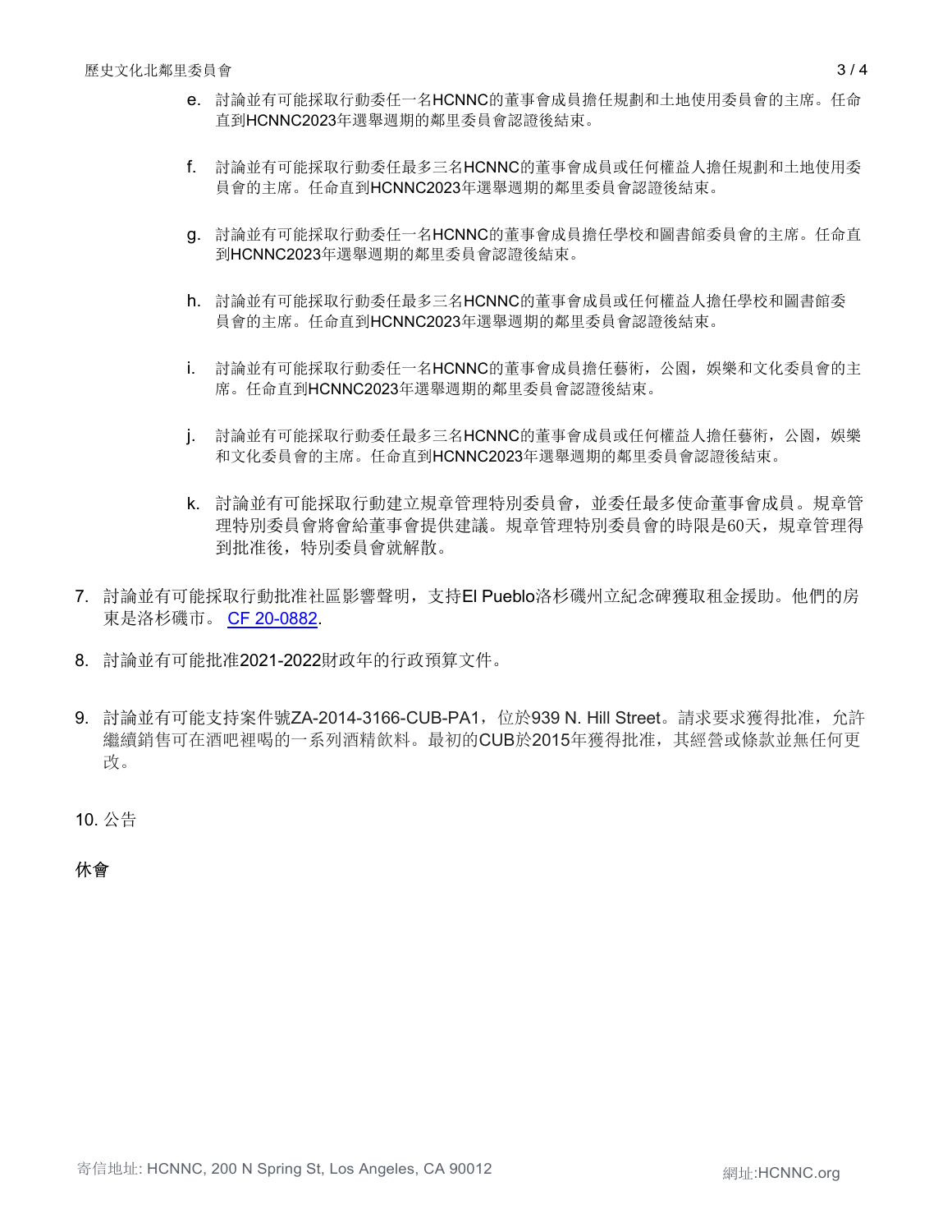e. 討論並有可能採取行動委任一名HCNNC的董事會成員擔任規劃和土地使用委員會的主席。任命直到HCNNC2023年選舉週期的鄰里委員會認證後結束。

   f. 討論並有可能採取行動委任最多三名HCNNC的董事會成員或任何權益人擔任規劃和土地使用委員會的主席。任命直到HCNNC2023年選舉週期的鄰里委員會認證後結束。

   g. 討論並有可能採取行動委任一名HCNNC的董事會成員擔任學校和圖書館委員會的主席。任命直到HCNNC2023年選舉週期的鄰里委員會認證後結束。

   h. 討論並有可能採取行動委任最多三名HCNNC的董事會成員或任何權益人擔任學校和圖書館委員會的主席。任命直到HCNNC2023年選舉週期的鄰里委員會認證後結束。

   i. 討論並有可能採取行動委任一名HCNNC的董事會成員擔任藝術，公園，娛樂和文化委員會的主席。任命直到HCNNC2023年選舉週期的鄰里委員會認證後結束。

   j. 討論並有可能採取行動委任最多三名HCNNC的董事會成員或任何權益人擔任藝術，公園，娛樂和文化委員會的主席。任命直到HCNNC2023年選舉週期的鄰里委員會認證後結束。

   k. 討論並有可能採取行動建立規章管理特別委員會，並委任最多使命董事會成員。規章管理特別委員會將會給董事會提供建議。規章管理特別委員會的時限是60天，規章管理得到批准後，特別委員會就解散。

7. 討論並有可能採取行動批准社區影響聲明，支持El Pueblo洛杉磯州立紀念碑獲取租金援助。他們的房東是洛杉磯市。 [CF 20-0882](CF 20-0882).

8. 討論並有可能批准2021-2022財政年的行政預算文件。

9. 討論並有可能支持案件號ZA-2014-3166-CUB-PA1，位於939 N. Hill Street。請求要求獲得批准，允許繼續銷售可在酒吧裡喝的一系列酒精飲料。最初的CUB於2015年獲得批准，其經營或條款並無任何更改。

10. 公告

**休會**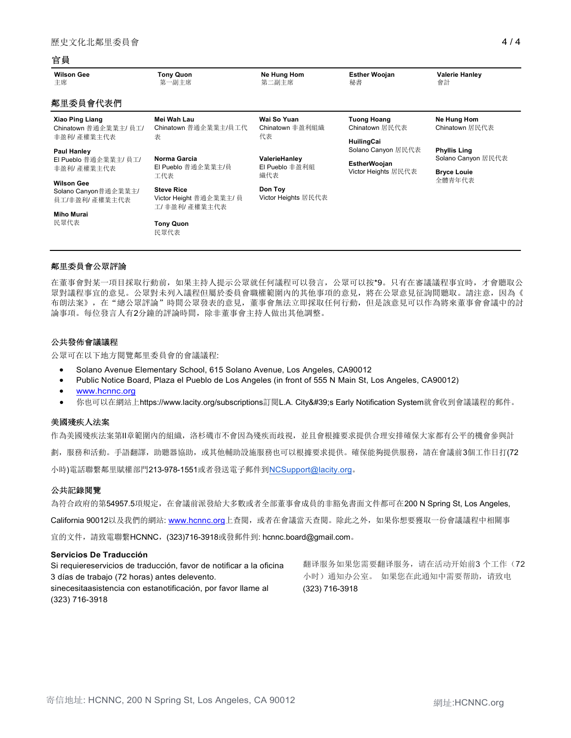## 官員

| | | | | |
|---|---|---|---|---|
| **Wilson Gee**<br>主席 | **Tony Quon**<br>第一副主席 | **Ne Hung Hom**<br>第二副主席 | **Esther Woojan**<br>秘書 | **Valerie Hanley**<br>會計 |

## 鄰里委員會代表們

**Xiao Ping Liang**
Chinatown 普通企業業主/ 員工/ 非盈利/ 產權業主代表

**Paul Hanley**
El Pueblo 普通企業業主/ 員工/ 非盈利/ 產權業主代表

**Wilson Gee**
Solano Canyon普通企業業主/ 員工/非盈利/ 產權業主代表

**Miho Murai**
民眾代表

**Mei Wah Lau**
Chinatown 普通企業業主/員工代表

**Norma Garcia**
El Pueblo 普通企業業主/員工代表

**Steve Rice**
Victor Height 普通企業業主/ 員工/ 非盈利/ 產權業主代表

**Tony Quon**
民眾代表

**Wai So Yuan**
Chinatown 非盈利組織代表

**ValerieHanley**
El Pueblo 非盈利組織代表

**Don Toy**
Victor Heights 居民代表

**Tuong Hoang**
Chinatown 居民代表

**HuilingCai**
Solano Canyon 居民代表

**EstherWoojan**
Victor Heights 居民代表

**Ne Hung Hom**
Chinatown 居民代表

**Phyllis Ling**
Solano Canyon 居民代表

**Bryce Louie**
全體青年代表

### 鄰里委員會公眾評論

在董事會對某一項目採取行動前，如果主持人提示公眾就任何議程可以發言，公眾可以按*9。只有在審議議程事宜時，才會聽取公眾對議程事宜的意見。公眾對未列入議程但屬於委員會職權範圍內的其他事項的意見，將在公眾意見征詢間聽取。請注意，因為《布朗法案》，在"總公眾評論"時間公眾發表的意見，董事會無法立即採取任何行動，但是該意見可以作為將來董事會會議中的討論事項。每位發言人有2分鐘的評論時間，除非董事會主持人做出其他調整。

### 公共發佈會議議程

公眾可在以下地方閱覽鄰里委員會的會議議程:

- Solano Avenue Elementary School, 615 Solano Avenue, Los Angeles, CA90012
- Public Notice Board, Plaza el Pueblo de Los Angeles (in front of 555 N Main St, Los Angeles, CA90012)
- www.hcnnc.org
- 你也可以在網站上https://www.lacity.org/subscriptions訂閱L.A. City&#39;s Early Notification System就會收到會議議程的郵件。

### 美國殘疾人法案

作為美國殘疾法案第II章範圍內的組織，洛杉磯市不會因為殘疾而歧視，並且會根據要求提供合理安排確保大家都有公平的機會參與計劃，服務和活動。手語翻譯，助聽器協助，或其他輔助設施服務也可以根據要求提供。確保能夠提供服務，請在會議前3個工作日打(72小時)電話聯繫鄰里賦權部門213-978-1551或者發送電子郵件到NCSupport@lacity.org。

### 公共記錄閱覽

為符合政府的第54957.5項規定，在會議前派發給大多數或者全部董事會成員的非豁免書面文件都可在200 N Spring St, Los Angeles, California 90012以及我們的網站: www.hcnnc.org上查閱，或者在會議當天查閱。除此之外，如果你想要獲取一份會議議程中相關事宜的文件，請致電聯繫HCNNC，(323)716-3918或發郵件到: hcnnc.board@gmail.com。

### Servicios De Traducción

Si requiereservicios de traducción, favor de notificar a la oficina 3 días de trabajo (72 horas) antes delevento. sinecesitaasistencia con estanotificación, por favor llame al (323) 716-3918

翻译服务如果您需要翻译服务，请在活动开始前3 个工作（72小时）通知办公室。 如果您在此通知中需要帮助，请致电 (323) 716-3918

寄信地址: HCNNC, 200 N Spring St, Los Angeles, CA 90012

網址:HCNNC.org